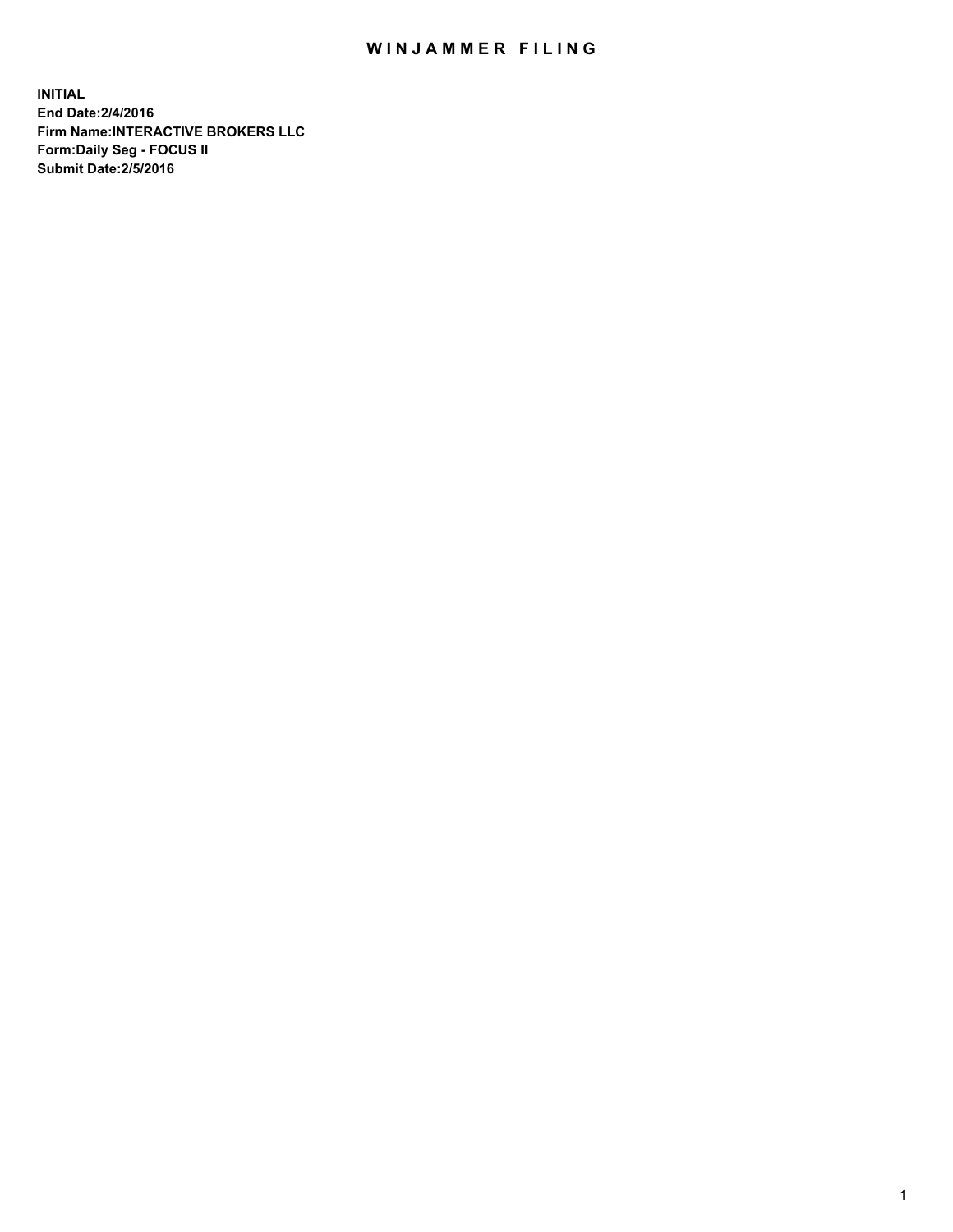# WINJAMMER FILING

**INITIAL**
**End Date:2/4/2016**
**Firm Name:INTERACTIVE BROKERS LLC**
**Form:Daily Seg - FOCUS II**
**Submit Date:2/5/2016**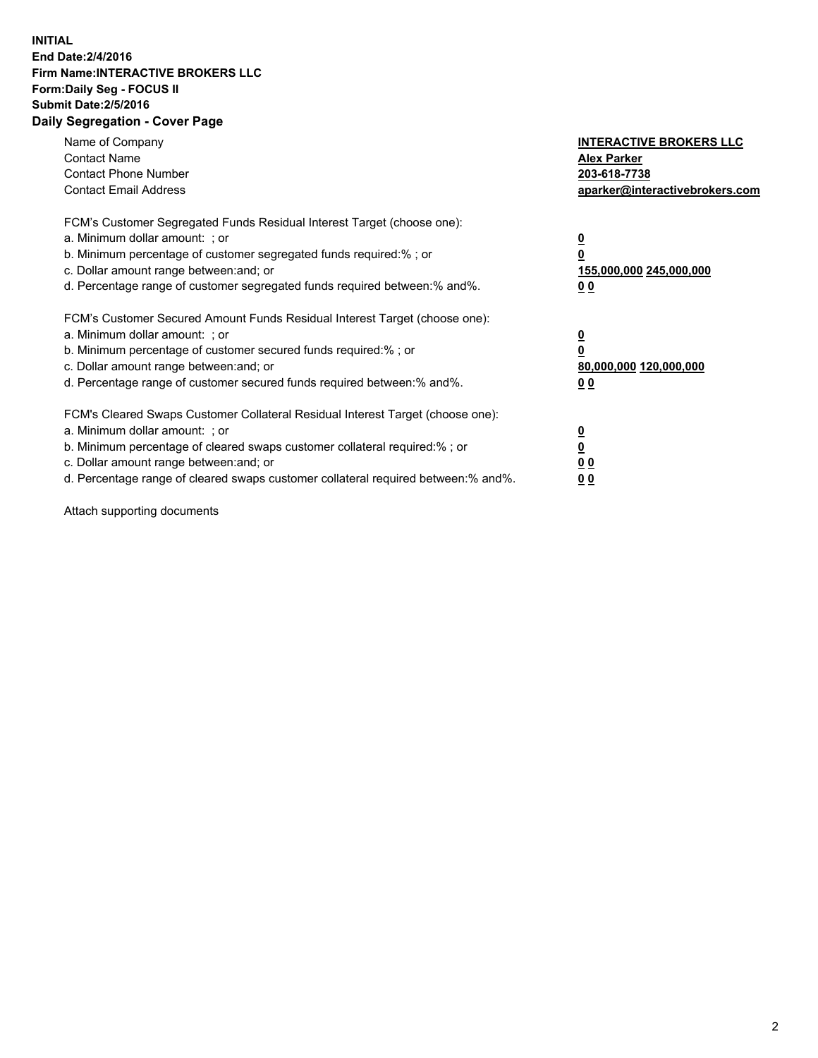**INITIAL**
**End Date:2/4/2016**
**Firm Name:INTERACTIVE BROKERS LLC**
**Form:Daily Seg - FOCUS II**
**Submit Date:2/5/2016**

## Daily Segregation - Cover Page

| | |
|---|---|
| Name of Company | **INTERACTIVE BROKERS LLC** |
| Contact Name | **Alex Parker** |
| Contact Phone Number | **203-618-7738** |
| Contact Email Address | **aparker@interactivebrokers.com** |

| | |
|---|---|
| FCM's Customer Segregated Funds Residual Interest Target (choose one): | |
| a. Minimum dollar amount: ; or | **0** |
| b. Minimum percentage of customer segregated funds required:% ; or | **0** |
| c. Dollar amount range between:and; or | **155,000,000 245,000,000** |
| d. Percentage range of customer segregated funds required between:% and%. | **0 0** |
| FCM's Customer Secured Amount Funds Residual Interest Target (choose one): | |
| a. Minimum dollar amount: ; or | **0** |
| b. Minimum percentage of customer secured funds required:% ; or | **0** |
| c. Dollar amount range between:and; or | **80,000,000 120,000,000** |
| d. Percentage range of customer secured funds required between:% and%. | **0 0** |
| FCM's Cleared Swaps Customer Collateral Residual Interest Target (choose one): | |
| a. Minimum dollar amount: ; or | **0** |
| b. Minimum percentage of cleared swaps customer collateral required:% ; or | **0** |
| c. Dollar amount range between:and; or | **0 0** |
| d. Percentage range of cleared swaps customer collateral required between:% and%. | **0 0** |

Attach supporting documents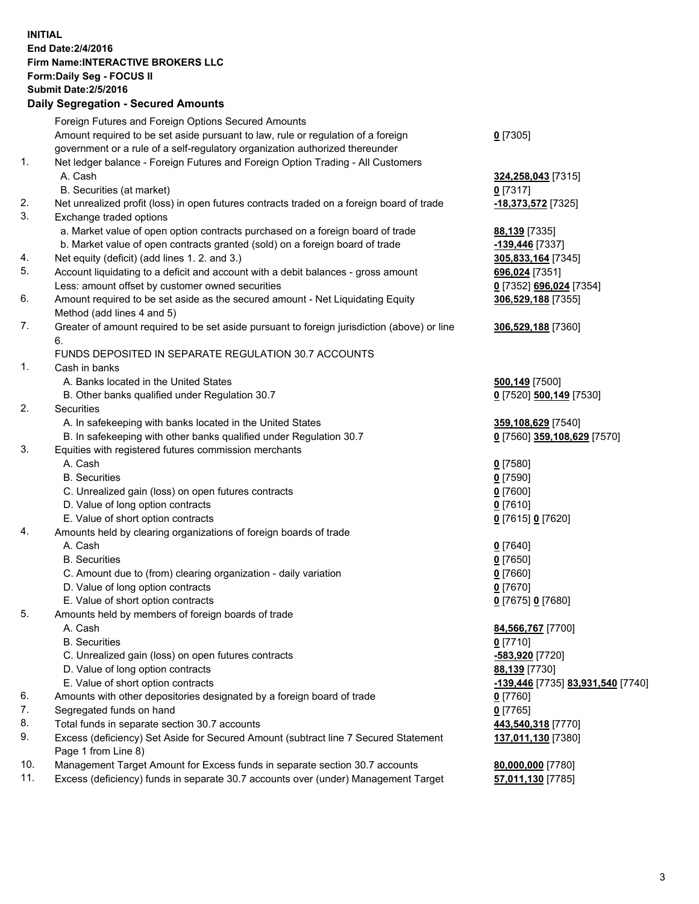**INITIAL**
**End Date:2/4/2016**
**Firm Name:INTERACTIVE BROKERS LLC**
**Form:Daily Seg - FOCUS II**
**Submit Date:2/5/2016**

**Daily Segregation - Secured Amounts**

| | | |
|---|---|---|
| | Foreign Futures and Foreign Options Secured Amounts | |
| | Amount required to be set aside pursuant to law, rule or regulation of a foreign government or a rule of a self-regulatory organization authorized thereunder | **0** [7305] |
| 1. | Net ledger balance - Foreign Futures and Foreign Option Trading - All Customers | |
| | A. Cash | **324,258,043** [7315] |
| | B. Securities (at market) | **0** [7317] |
| 2. | Net unrealized profit (loss) in open futures contracts traded on a foreign board of trade | **-18,373,572** [7325] |
| 3. | Exchange traded options | |
| | a. Market value of open option contracts purchased on a foreign board of trade | **88,139** [7335] |
| | b. Market value of open contracts granted (sold) on a foreign board of trade | **-139,446** [7337] |
| 4. | Net equity (deficit) (add lines 1. 2. and 3.) | **305,833,164** [7345] |
| 5. | Account liquidating to a deficit and account with a debit balances - gross amount | **696,024** [7351] |
| | Less: amount offset by customer owned securities | **0** [7352] **696,024** [7354] |
| 6. | Amount required to be set aside as the secured amount - Net Liquidating Equity Method (add lines 4 and 5) | **306,529,188** [7355] |
| 7. | Greater of amount required to be set aside pursuant to foreign jurisdiction (above) or line 6. | **306,529,188** [7360] |
| | FUNDS DEPOSITED IN SEPARATE REGULATION 30.7 ACCOUNTS | |
| 1. | Cash in banks | |
| | A. Banks located in the United States | **500,149** [7500] |
| | B. Other banks qualified under Regulation 30.7 | **0** [7520] **500,149** [7530] |
| 2. | Securities | |
| | A. In safekeeping with banks located in the United States | **359,108,629** [7540] |
| | B. In safekeeping with other banks qualified under Regulation 30.7 | **0** [7560] **359,108,629** [7570] |
| 3. | Equities with registered futures commission merchants | |
| | A. Cash | **0** [7580] |
| | B. Securities | **0** [7590] |
| | C. Unrealized gain (loss) on open futures contracts | **0** [7600] |
| | D. Value of long option contracts | **0** [7610] |
| | E. Value of short option contracts | **0** [7615] **0** [7620] |
| 4. | Amounts held by clearing organizations of foreign boards of trade | |
| | A. Cash | **0** [7640] |
| | B. Securities | **0** [7650] |
| | C. Amount due to (from) clearing organization - daily variation | **0** [7660] |
| | D. Value of long option contracts | **0** [7670] |
| | E. Value of short option contracts | **0** [7675] **0** [7680] |
| 5. | Amounts held by members of foreign boards of trade | |
| | A. Cash | **84,566,767** [7700] |
| | B. Securities | **0** [7710] |
| | C. Unrealized gain (loss) on open futures contracts | **-583,920** [7720] |
| | D. Value of long option contracts | **88,139** [7730] |
| | E. Value of short option contracts | **-139,446** [7735] **83,931,540** [7740] |
| 6. | Amounts with other depositories designated by a foreign board of trade | **0** [7760] |
| 7. | Segregated funds on hand | **0** [7765] |
| 8. | Total funds in separate section 30.7 accounts | **443,540,318** [7770] |
| 9. | Excess (deficiency) Set Aside for Secured Amount (subtract line 7 Secured Statement Page 1 from Line 8) | **137,011,130** [7380] |
| 10. | Management Target Amount for Excess funds in separate section 30.7 accounts | **80,000,000** [7780] |
| 11. | Excess (deficiency) funds in separate 30.7 accounts over (under) Management Target | **57,011,130** [7785] |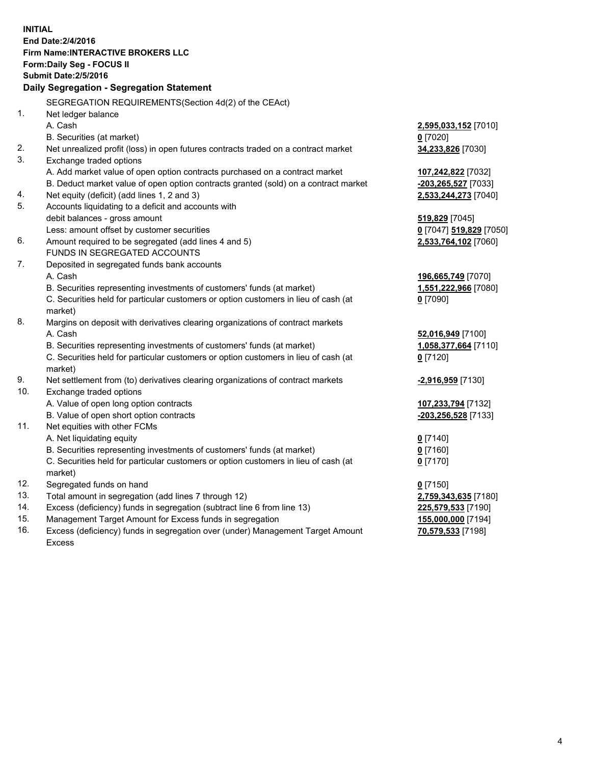**INITIAL**
**End Date:2/4/2016**
**Firm Name:INTERACTIVE BROKERS LLC**
**Form:Daily Seg - FOCUS II**
**Submit Date:2/5/2016**

## Daily Segregation - Segregation Statement

| | | |
|---|---|---|
| | SEGREGATION REQUIREMENTS(Section 4d(2) of the CEAct) | |
| 1. | Net ledger balance | |
| | A. Cash | **2,595,033,152** [7010] |
| | B. Securities (at market) | **0** [7020] |
| 2. | Net unrealized profit (loss) in open futures contracts traded on a contract market | **34,233,826** [7030] |
| 3. | Exchange traded options | |
| | A. Add market value of open option contracts purchased on a contract market | **107,242,822** [7032] |
| | B. Deduct market value of open option contracts granted (sold) on a contract market | **-203,265,527** [7033] |
| 4. | Net equity (deficit) (add lines 1, 2 and 3) | **2,533,244,273** [7040] |
| 5. | Accounts liquidating to a deficit and accounts with | |
| | debit balances - gross amount | **519,829** [7045] |
| | Less: amount offset by customer securities | **0** [7047] **519,829** [7050] |
| 6. | Amount required to be segregated (add lines 4 and 5) | **2,533,764,102** [7060] |
| | FUNDS IN SEGREGATED ACCOUNTS | |
| 7. | Deposited in segregated funds bank accounts | |
| | A. Cash | **196,665,749** [7070] |
| | B. Securities representing investments of customers' funds (at market) | **1,551,222,966** [7080] |
| | C. Securities held for particular customers or option customers in lieu of cash (at market) | **0** [7090] |
| 8. | Margins on deposit with derivatives clearing organizations of contract markets | |
| | A. Cash | **52,016,949** [7100] |
| | B. Securities representing investments of customers' funds (at market) | **1,058,377,664** [7110] |
| | C. Securities held for particular customers or option customers in lieu of cash (at market) | **0** [7120] |
| 9. | Net settlement from (to) derivatives clearing organizations of contract markets | **-2,916,959** [7130] |
| 10. | Exchange traded options | |
| | A. Value of open long option contracts | **107,233,794** [7132] |
| | B. Value of open short option contracts | **-203,256,528** [7133] |
| 11. | Net equities with other FCMs | |
| | A. Net liquidating equity | **0** [7140] |
| | B. Securities representing investments of customers' funds (at market) | **0** [7160] |
| | C. Securities held for particular customers or option customers in lieu of cash (at market) | **0** [7170] |
| 12. | Segregated funds on hand | **0** [7150] |
| 13. | Total amount in segregation (add lines 7 through 12) | **2,759,343,635** [7180] |
| 14. | Excess (deficiency) funds in segregation (subtract line 6 from line 13) | **225,579,533** [7190] |
| 15. | Management Target Amount for Excess funds in segregation | **155,000,000** [7194] |
| 16. | Excess (deficiency) funds in segregation over (under) Management Target Amount Excess | **70,579,533** [7198] |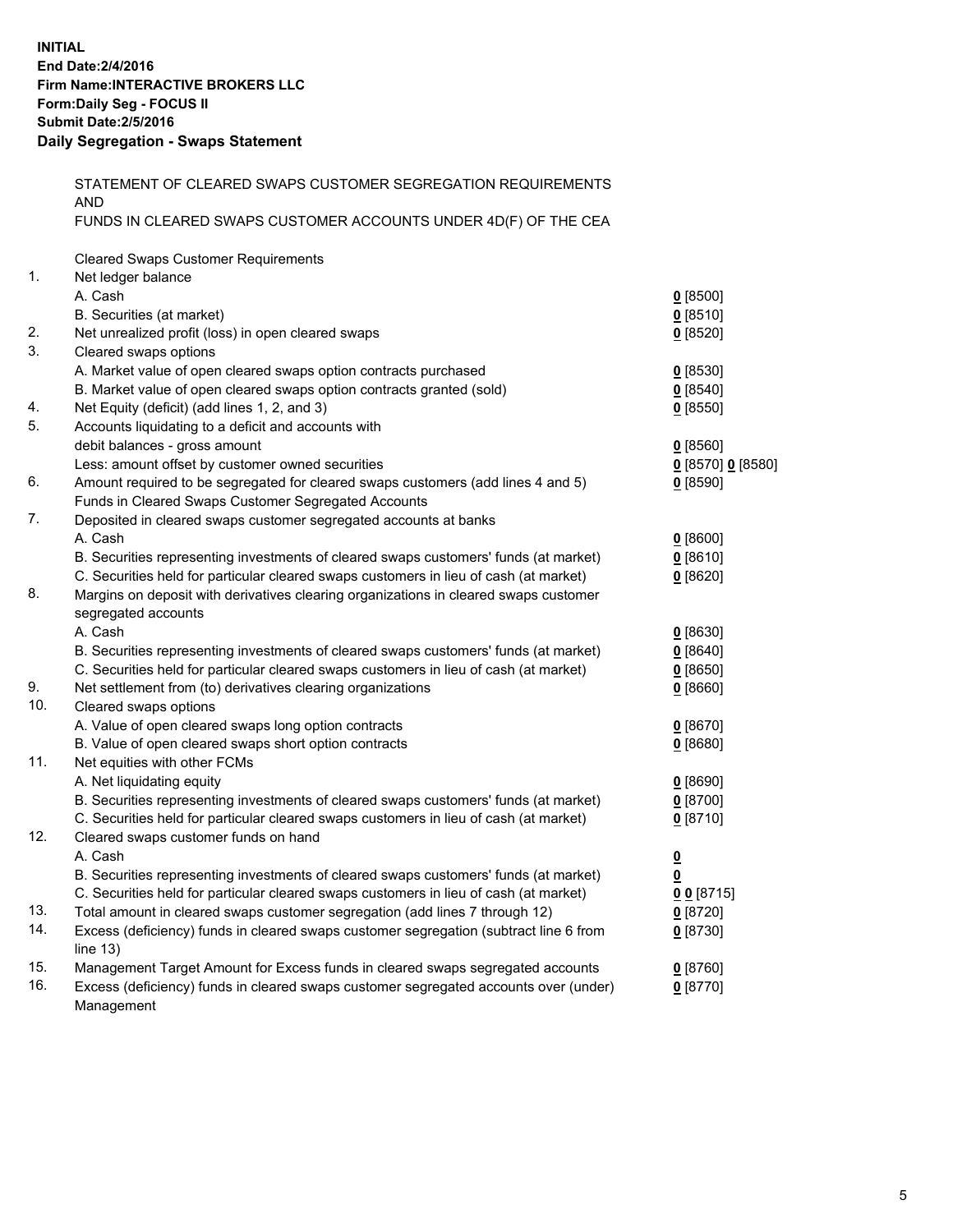**INITIAL**
**End Date:2/4/2016**
**Firm Name:INTERACTIVE BROKERS LLC**
**Form:Daily Seg - FOCUS II**
**Submit Date:2/5/2016**
**Daily Segregation - Swaps Statement**

STATEMENT OF CLEARED SWAPS CUSTOMER SEGREGATION REQUIREMENTS AND FUNDS IN CLEARED SWAPS CUSTOMER ACCOUNTS UNDER 4D(F) OF THE CEA

| | | |
|---|---|---|
| | Cleared Swaps Customer Requirements | |
| 1. | Net ledger balance | |
| | A. Cash | 0 [8500] |
| | B. Securities (at market) | 0 [8510] |
| 2. | Net unrealized profit (loss) in open cleared swaps | 0 [8520] |
| 3. | Cleared swaps options | |
| | A. Market value of open cleared swaps option contracts purchased | 0 [8530] |
| | B. Market value of open cleared swaps option contracts granted (sold) | 0 [8540] |
| 4. | Net Equity (deficit) (add lines 1, 2, and 3) | 0 [8550] |
| 5. | Accounts liquidating to a deficit and accounts with | |
| | debit balances - gross amount | 0 [8560] |
| | Less: amount offset by customer owned securities | 0 [8570] 0 [8580] |
| 6. | Amount required to be segregated for cleared swaps customers (add lines 4 and 5) | 0 [8590] |
| | Funds in Cleared Swaps Customer Segregated Accounts | |
| 7. | Deposited in cleared swaps customer segregated accounts at banks | |
| | A. Cash | 0 [8600] |
| | B. Securities representing investments of cleared swaps customers' funds (at market) | 0 [8610] |
| | C. Securities held for particular cleared swaps customers in lieu of cash (at market) | 0 [8620] |
| 8. | Margins on deposit with derivatives clearing organizations in cleared swaps customer segregated accounts | |
| | A. Cash | 0 [8630] |
| | B. Securities representing investments of cleared swaps customers' funds (at market) | 0 [8640] |
| | C. Securities held for particular cleared swaps customers in lieu of cash (at market) | 0 [8650] |
| 9. | Net settlement from (to) derivatives clearing organizations | 0 [8660] |
| 10. | Cleared swaps options | |
| | A. Value of open cleared swaps long option contracts | 0 [8670] |
| | B. Value of open cleared swaps short option contracts | 0 [8680] |
| 11. | Net equities with other FCMs | |
| | A. Net liquidating equity | 0 [8690] |
| | B. Securities representing investments of cleared swaps customers' funds (at market) | 0 [8700] |
| | C. Securities held for particular cleared swaps customers in lieu of cash (at market) | 0 [8710] |
| 12. | Cleared swaps customer funds on hand | |
| | A. Cash | 0 |
| | B. Securities representing investments of cleared swaps customers' funds (at market) | 0 |
| | C. Securities held for particular cleared swaps customers in lieu of cash (at market) | 0 0 [8715] |
| 13. | Total amount in cleared swaps customer segregation (add lines 7 through 12) | 0 [8720] |
| 14. | Excess (deficiency) funds in cleared swaps customer segregation (subtract line 6 from line 13) | 0 [8730] |
| 15. | Management Target Amount for Excess funds in cleared swaps segregated accounts | 0 [8760] |
| 16. | Excess (deficiency) funds in cleared swaps customer segregated accounts over (under) Management | 0 [8770] |